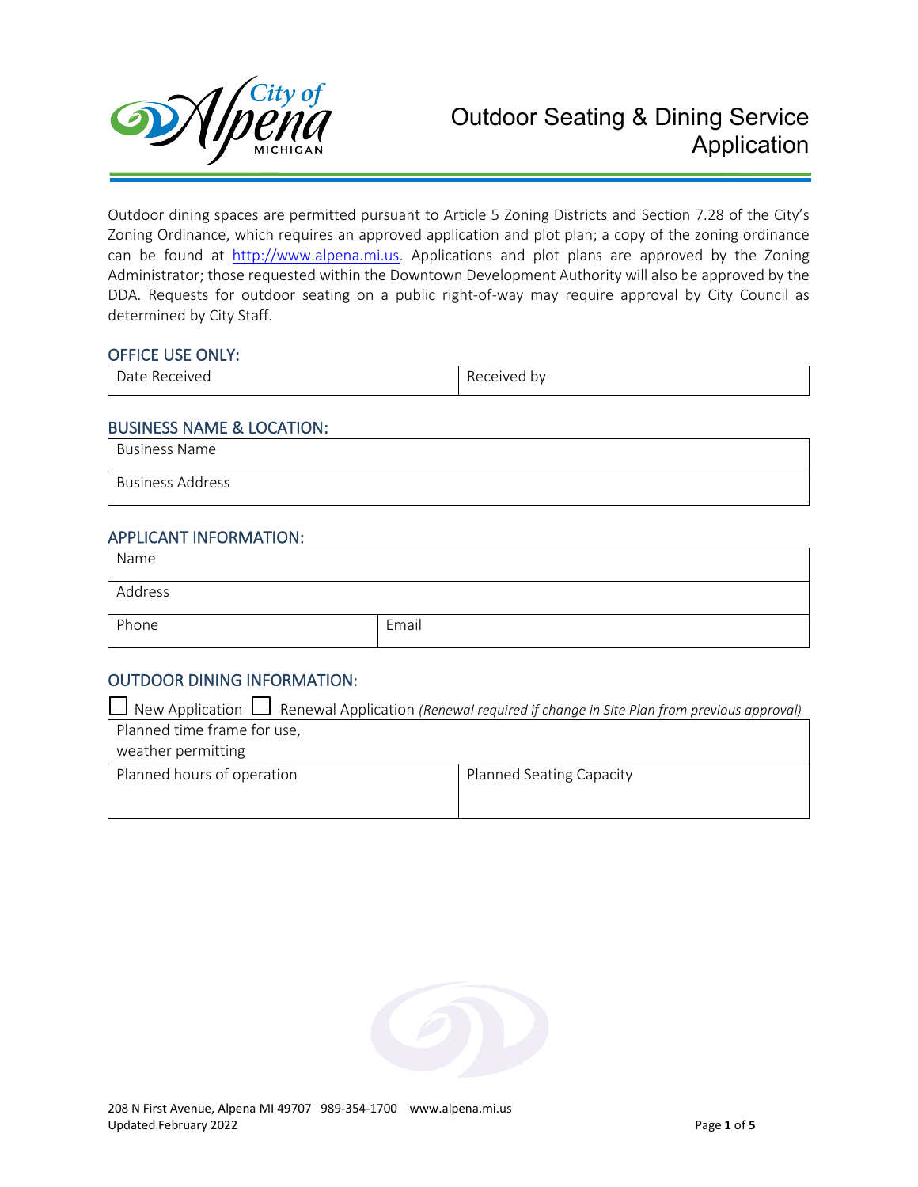# Outdoor Seating & Dining Service Application

Outdoor dining spaces are permitted pursuant to Article 5 Zoning Districts and Section 7.28 of the City's Zoning Ordinance, which requires an approved application and plot plan; a copy of the zoning ordinance can be found at http://www.alpena.mi.us. Applications and plot plans are approved by the Zoning Administrator; those requested within the Downtown Development Authority will also be approved by the DDA. Requests for outdoor seating on a public right-of-way may require approval by City Council as determined by City Staff.

## OFFICE USE ONLY:

| Date Received | Received by |
|---|---|

## BUSINESS NAME & LOCATION:

| Business Name |
|---|
| Business Address |

## APPLICANT INFORMATION:

| Name | |
|---|---|
| Address | |
| Phone | Email |

## OUTDOOR DINING INFORMATION:

☐ New Application ☐ Renewal Application *(Renewal required if change in Site Plan from previous approval)*

| Planned time frame for use, weather permitting | |
|---|---|
| Planned hours of operation | Planned Seating Capacity |

208 N First Avenue, Alpena MI 49707 989-354-1700 www.alpena.mi.us
Updated February 2022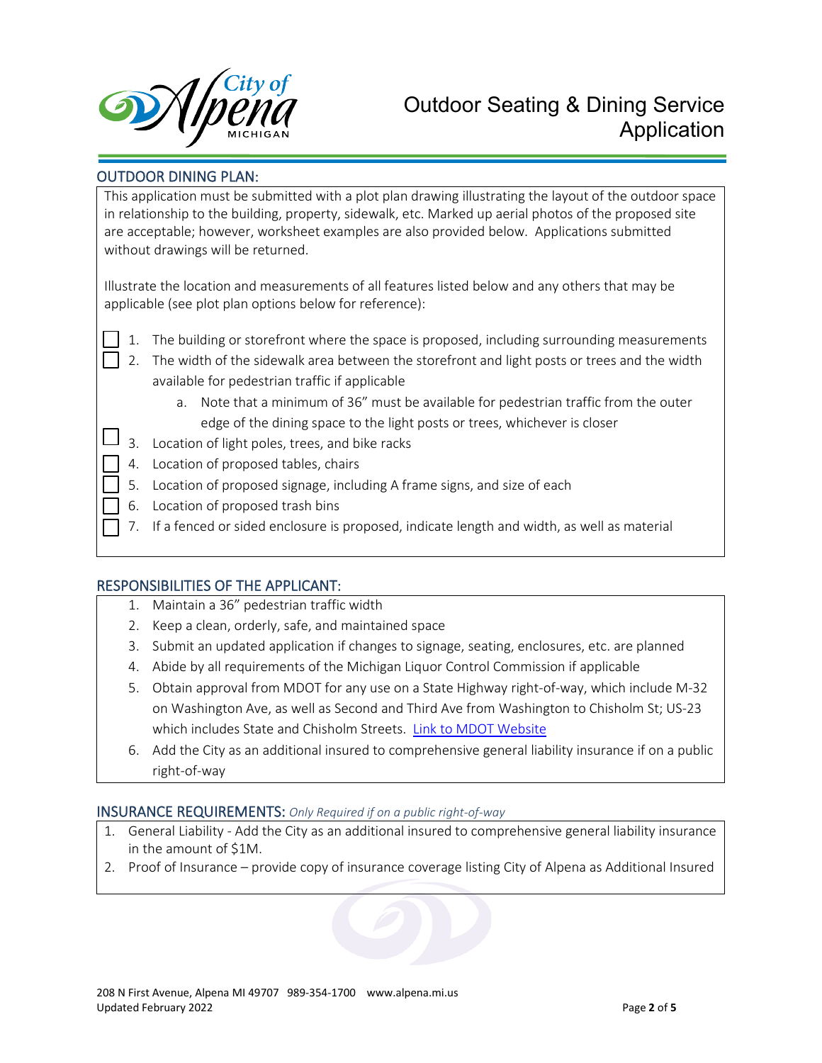# Outdoor Seating & Dining Service Application

## OUTDOOR DINING PLAN:

This application must be submitted with a plot plan drawing illustrating the layout of the outdoor space in relationship to the building, property, sidewalk, etc. Marked up aerial photos of the proposed site are acceptable; however, worksheet examples are also provided below. Applications submitted without drawings will be returned.

Illustrate the location and measurements of all features listed below and any others that may be applicable (see plot plan options below for reference):

- ☐ 1. The building or storefront where the space is proposed, including surrounding measurements
- ☐ 2. The width of the sidewalk area between the storefront and light posts or trees and the width available for pedestrian traffic if applicable
    - a. Note that a minimum of 36" must be available for pedestrian traffic from the outer edge of the dining space to the light posts or trees, whichever is closer
- ☐ 3. Location of light poles, trees, and bike racks
- ☐ 4. Location of proposed tables, chairs
- ☐ 5. Location of proposed signage, including A frame signs, and size of each
- ☐ 6. Location of proposed trash bins
- ☐ 7. If a fenced or sided enclosure is proposed, indicate length and width, as well as material

## RESPONSIBILITIES OF THE APPLICANT:

1. Maintain a 36" pedestrian traffic width
2. Keep a clean, orderly, safe, and maintained space
3. Submit an updated application if changes to signage, seating, enclosures, etc. are planned
4. Abide by all requirements of the Michigan Liquor Control Commission if applicable
5. Obtain approval from MDOT for any use on a State Highway right-of-way, which include M-32 on Washington Ave, as well as Second and Third Ave from Washington to Chisholm St; US-23 which includes State and Chisholm Streets. Link to MDOT Website
6. Add the City as an additional insured to comprehensive general liability insurance if on a public right-of-way

## INSURANCE REQUIREMENTS: *Only Required if on a public right-of-way*

1. General Liability - Add the City as an additional insured to comprehensive general liability insurance in the amount of $1M.
2. Proof of Insurance – provide copy of insurance coverage listing City of Alpena as Additional Insured

208 N First Avenue, Alpena MI 49707 989-354-1700 www.alpena.mi.us
Updated February 2022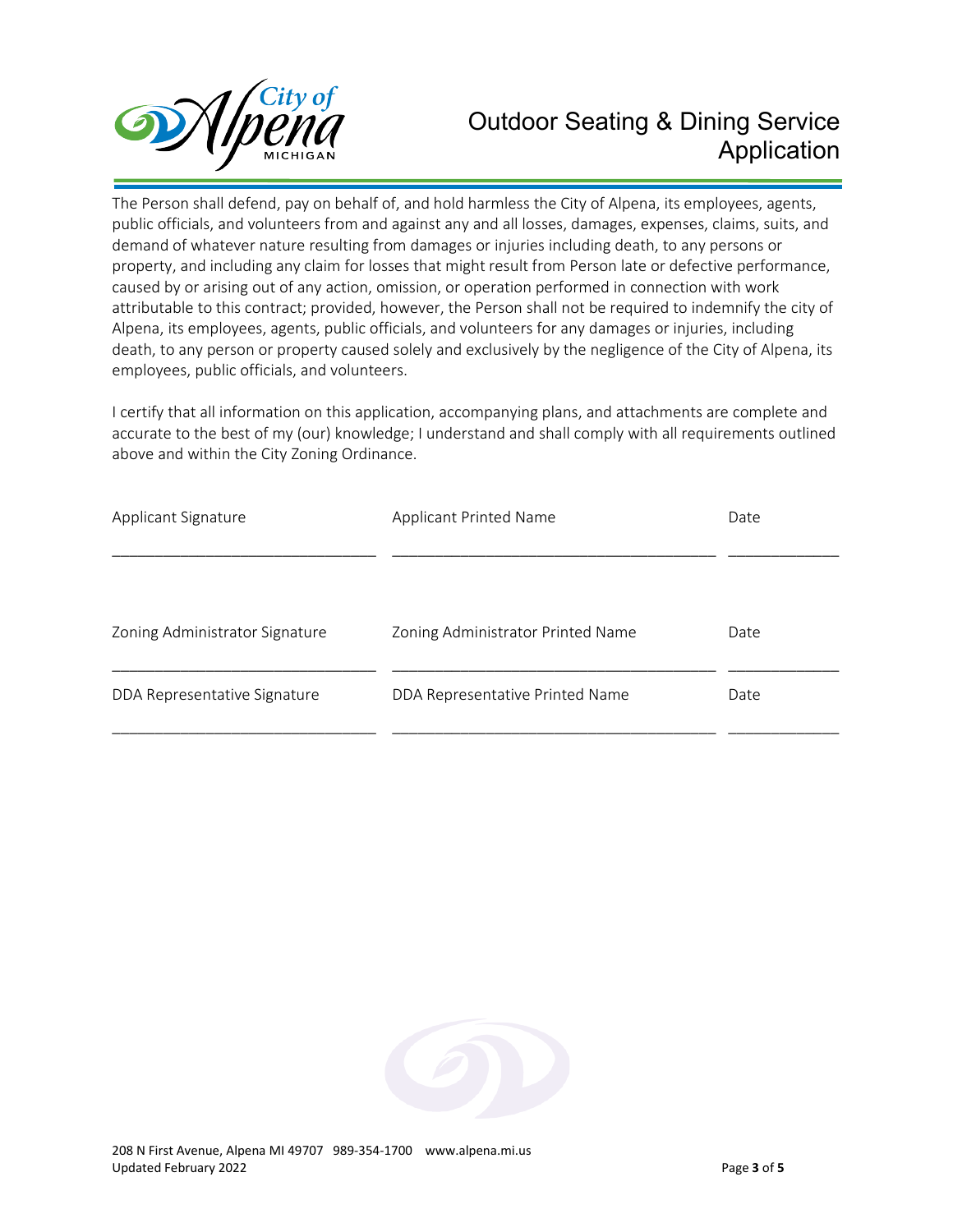# Outdoor Seating & Dining Service Application

The Person shall defend, pay on behalf of, and hold harmless the City of Alpena, its employees, agents, public officials, and volunteers from and against any and all losses, damages, expenses, claims, suits, and demand of whatever nature resulting from damages or injuries including death, to any persons or property, and including any claim for losses that might result from Person late or defective performance, caused by or arising out of any action, omission, or operation performed in connection with work attributable to this contract; provided, however, the Person shall not be required to indemnify the city of Alpena, its employees, agents, public officials, and volunteers for any damages or injuries, including death, to any person or property caused solely and exclusively by the negligence of the City of Alpena, its employees, public officials, and volunteers.

I certify that all information on this application, accompanying plans, and attachments are complete and accurate to the best of my (our) knowledge; I understand and shall comply with all requirements outlined above and within the City Zoning Ordinance.

| Applicant Signature | Applicant Printed Name | Date |
|---|---|---|
| ______________________________ | ____________________________________ | ____________ |

| Zoning Administrator Signature | Zoning Administrator Printed Name | Date |
|---|---|---|
| ______________________________ | ____________________________________ | ____________ |
| DDA Representative Signature | DDA Representative Printed Name | Date |
| ______________________________ | ____________________________________ | ____________ |

208 N First Avenue, Alpena MI 49707 989-354-1700 www.alpena.mi.us
Updated February 2022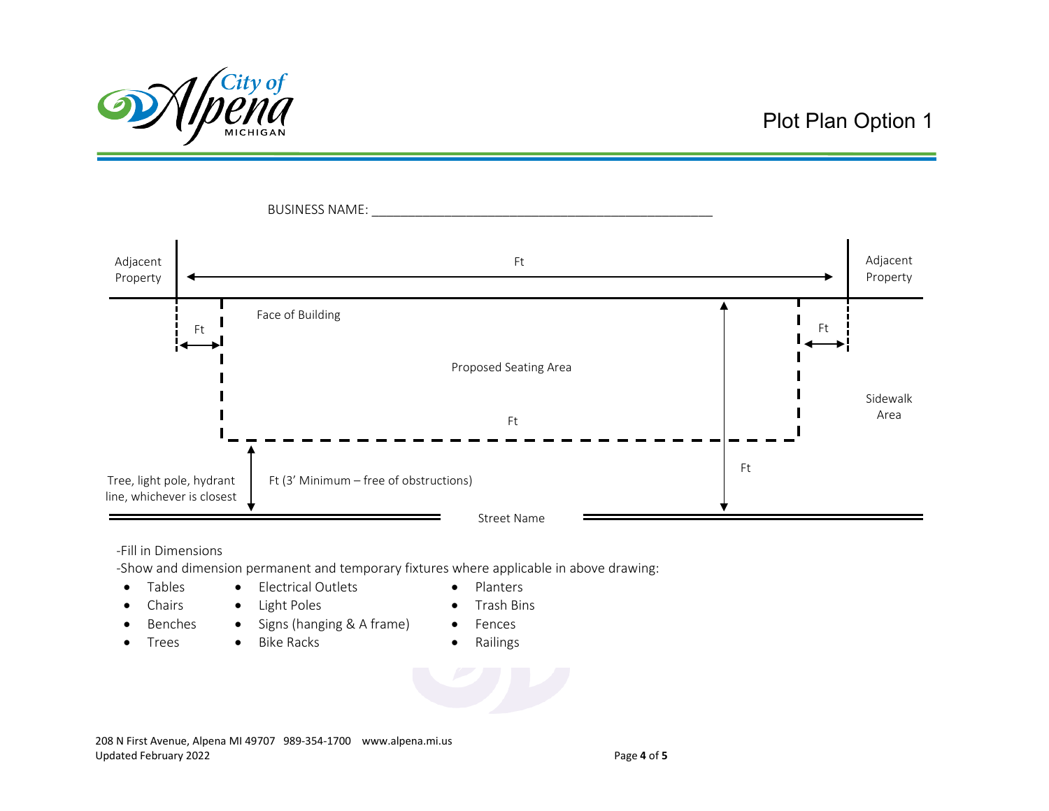# Plot Plan Option 1

BUSINESS NAME: ___________________________________________

Adjacent Property

Ft

Adjacent Property

Face of Building

Ft

Ft

Proposed Seating Area

Sidewalk Area

Ft

Ft

Tree, light pole, hydrant line, whichever is closest

Ft (3' Minimum – free of obstructions)

Street Name

-Fill in Dimensions

-Show and dimension permanent and temporary fixtures where applicable in above drawing:

- Tables
- Chairs
- Benches
- Trees
- Electrical Outlets
- Light Poles
- Signs (hanging & A frame)
- Bike Racks
- Planters
- Trash Bins
- Fences
- Railings

208 N First Avenue, Alpena MI 49707 989-354-1700 www.alpena.mi.us

Updated February 2022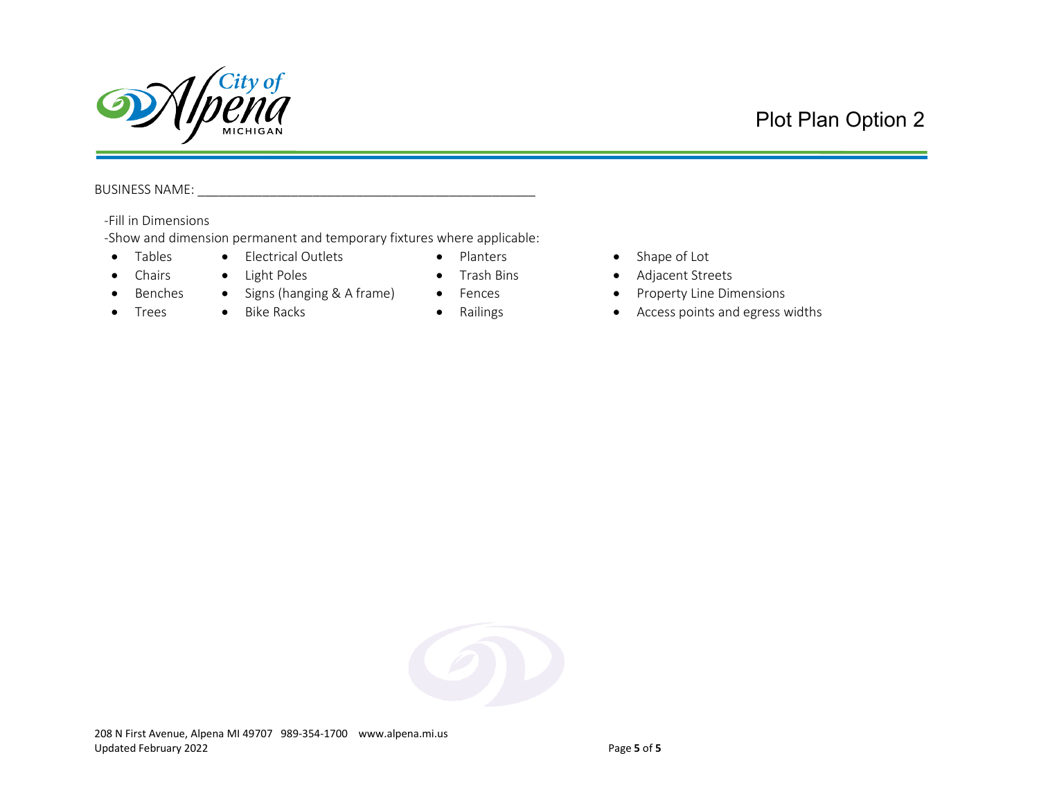# Plot Plan Option 2

BUSINESS NAME: ________________________________________________

-Fill in Dimensions

-Show and dimension permanent and temporary fixtures where applicable:

- Tables
- Chairs
- Benches
- Trees
- Electrical Outlets
- Light Poles
- Signs (hanging & A frame)
- Bike Racks
- Planters
- Trash Bins
- Fences
- Railings
- Shape of Lot
- Adjacent Streets
- Property Line Dimensions
- Access points and egress widths

208 N First Avenue, Alpena MI 49707 989-354-1700 www.alpena.mi.us

Updated February 2022